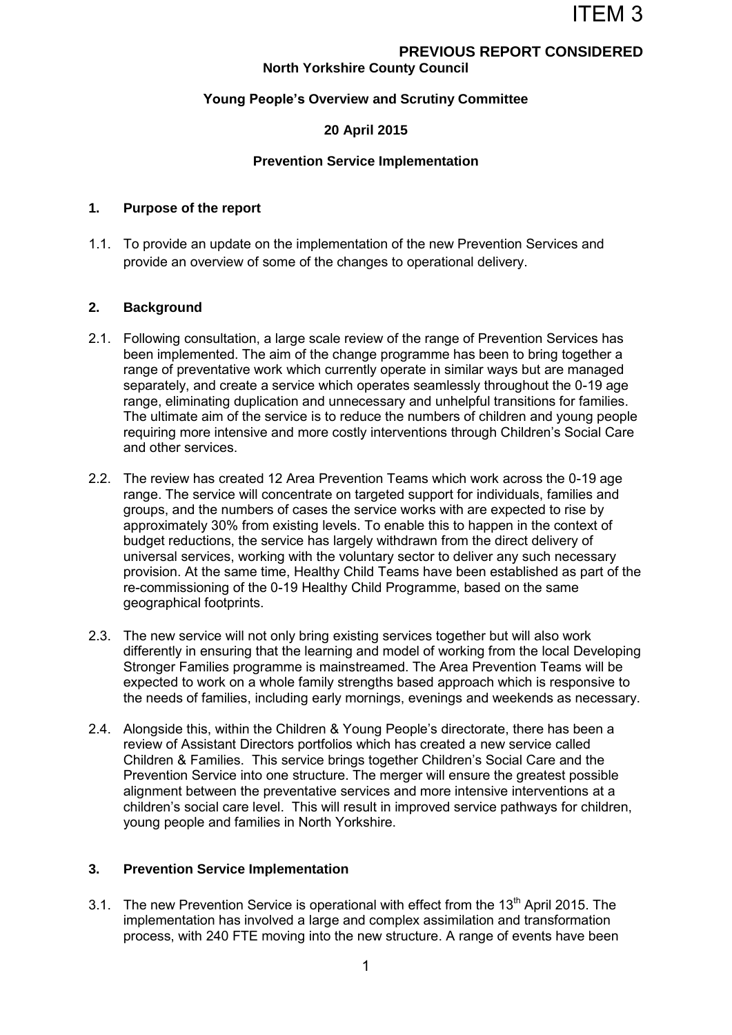ITEM 3

**PREVIOUS REPORT CONSIDERED**

**North Yorkshire County Council**

**Young People's Overview and Scrutiny Committee**

**20 April 2015**

**Prevention Service Implementation**

## 1. Purpose of the report

1.1. To provide an update on the implementation of the new Prevention Services and provide an overview of some of the changes to operational delivery.

## 2. Background

2.1. Following consultation, a large scale review of the range of Prevention Services has been implemented. The aim of the change programme has been to bring together a range of preventative work which currently operate in similar ways but are managed separately, and create a service which operates seamlessly throughout the 0-19 age range, eliminating duplication and unnecessary and unhelpful transitions for families. The ultimate aim of the service is to reduce the numbers of children and young people requiring more intensive and more costly interventions through Children's Social Care and other services.

2.2. The review has created 12 Area Prevention Teams which work across the 0-19 age range. The service will concentrate on targeted support for individuals, families and groups, and the numbers of cases the service works with are expected to rise by approximately 30% from existing levels. To enable this to happen in the context of budget reductions, the service has largely withdrawn from the direct delivery of universal services, working with the voluntary sector to deliver any such necessary provision. At the same time, Healthy Child Teams have been established as part of the re-commissioning of the 0-19 Healthy Child Programme, based on the same geographical footprints.

2.3. The new service will not only bring existing services together but will also work differently in ensuring that the learning and model of working from the local Developing Stronger Families programme is mainstreamed. The Area Prevention Teams will be expected to work on a whole family strengths based approach which is responsive to the needs of families, including early mornings, evenings and weekends as necessary.

2.4. Alongside this, within the Children & Young People's directorate, there has been a review of Assistant Directors portfolios which has created a new service called Children & Families. This service brings together Children's Social Care and the Prevention Service into one structure. The merger will ensure the greatest possible alignment between the preventative services and more intensive interventions at a children's social care level. This will result in improved service pathways for children, young people and families in North Yorkshire.

## 3. Prevention Service Implementation

3.1. The new Prevention Service is operational with effect from the 13th April 2015. The implementation has involved a large and complex assimilation and transformation process, with 240 FTE moving into the new structure. A range of events have been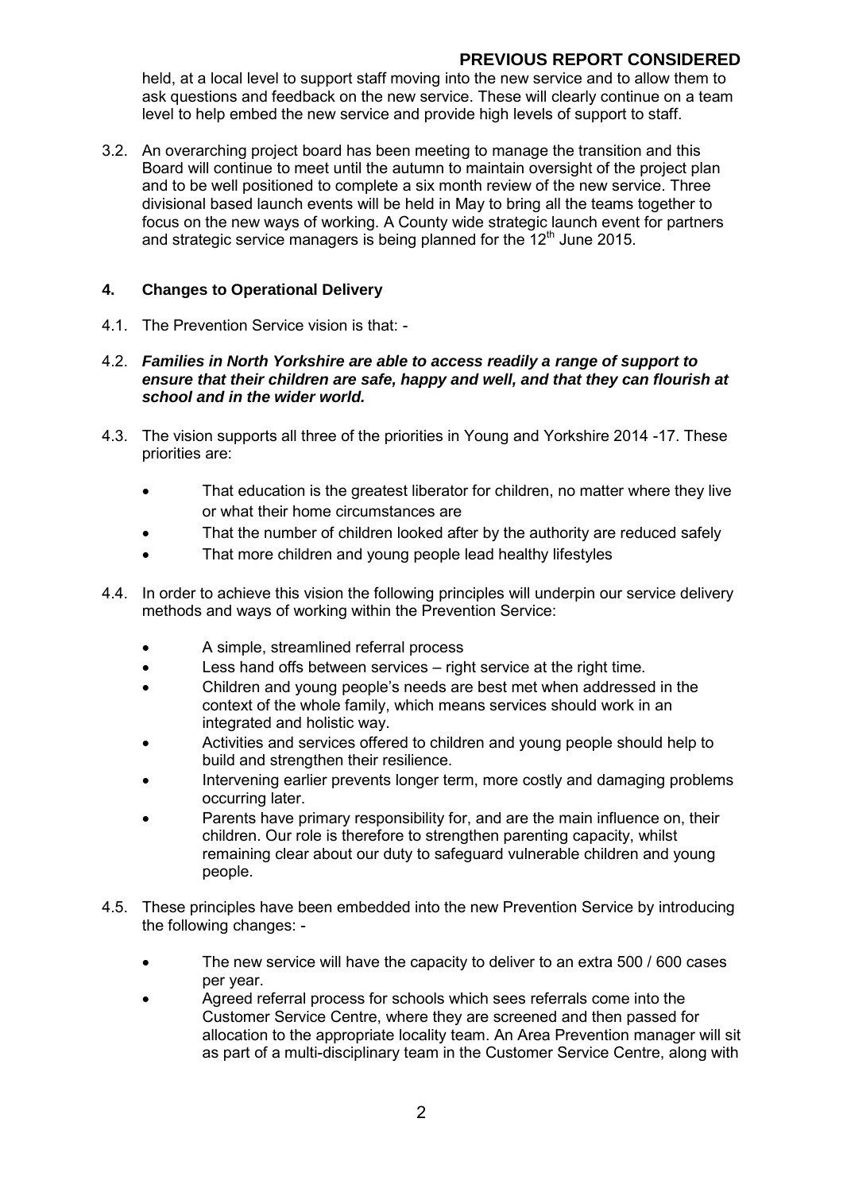held, at a local level to support staff moving into the new service and to allow them to ask questions and feedback on the new service. These will clearly continue on a team level to help embed the new service and provide high levels of support to staff.

3.2. An overarching project board has been meeting to manage the transition and this Board will continue to meet until the autumn to maintain oversight of the project plan and to be well positioned to complete a six month review of the new service. Three divisional based launch events will be held in May to bring all the teams together to focus on the new ways of working. A County wide strategic launch event for partners and strategic service managers is being planned for the 12th June 2015.

## 4. Changes to Operational Delivery

4.1. The Prevention Service vision is that: -

4.2. ***Families in North Yorkshire are able to access readily a range of support to ensure that their children are safe, happy and well, and that they can flourish at school and in the wider world.***

4.3. The vision supports all three of the priorities in Young and Yorkshire 2014 -17. These priorities are:

- That education is the greatest liberator for children, no matter where they live or what their home circumstances are
- That the number of children looked after by the authority are reduced safely
- That more children and young people lead healthy lifestyles

4.4. In order to achieve this vision the following principles will underpin our service delivery methods and ways of working within the Prevention Service:

- A simple, streamlined referral process
- Less hand offs between services – right service at the right time.
- Children and young people's needs are best met when addressed in the context of the whole family, which means services should work in an integrated and holistic way.
- Activities and services offered to children and young people should help to build and strengthen their resilience.
- Intervening earlier prevents longer term, more costly and damaging problems occurring later.
- Parents have primary responsibility for, and are the main influence on, their children. Our role is therefore to strengthen parenting capacity, whilst remaining clear about our duty to safeguard vulnerable children and young people.

4.5. These principles have been embedded into the new Prevention Service by introducing the following changes: -

- The new service will have the capacity to deliver to an extra 500 / 600 cases per year.
- Agreed referral process for schools which sees referrals come into the Customer Service Centre, where they are screened and then passed for allocation to the appropriate locality team. An Area Prevention manager will sit as part of a multi-disciplinary team in the Customer Service Centre, along with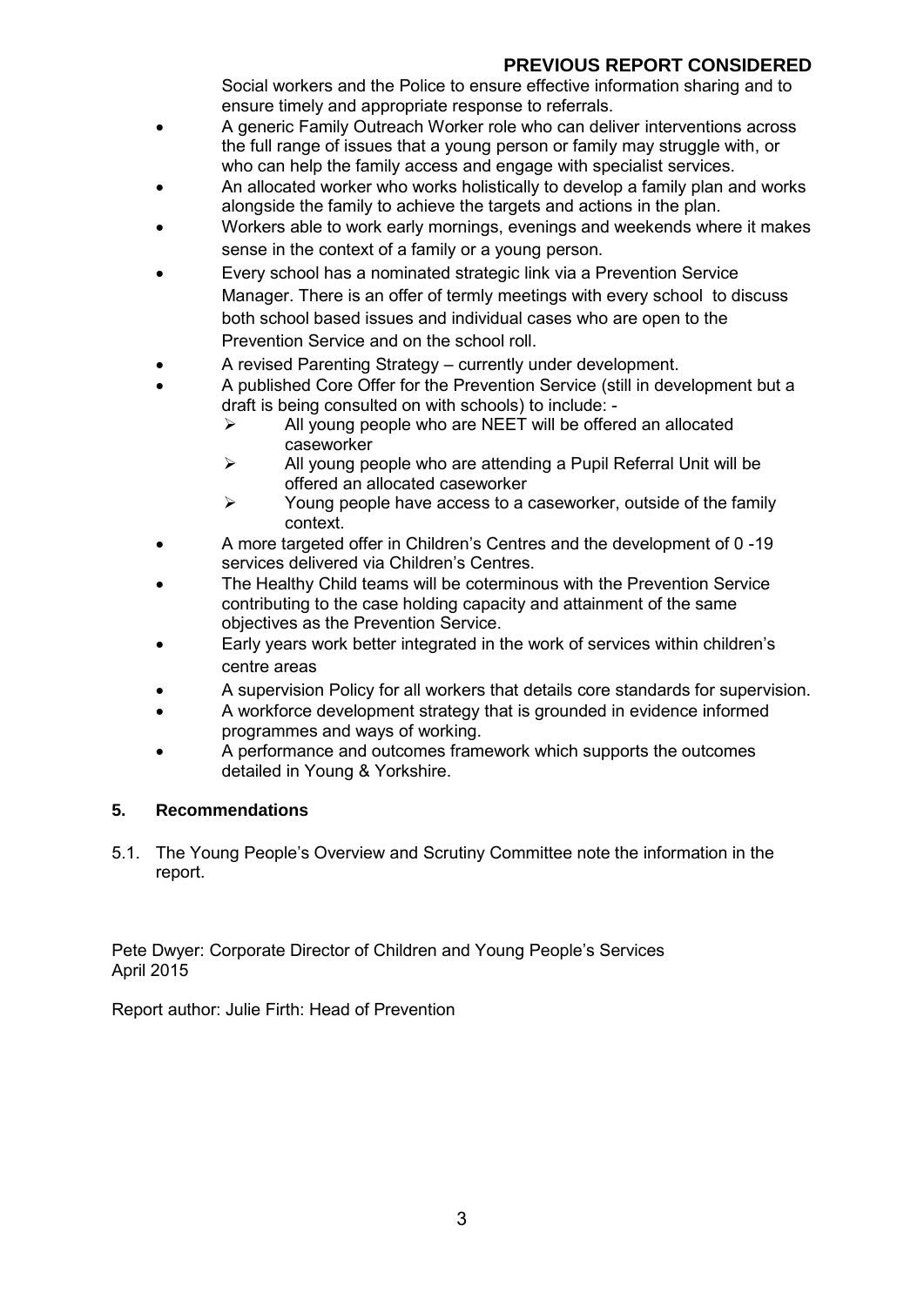Social workers and the Police to ensure effective information sharing and to ensure timely and appropriate response to referrals.

- A generic Family Outreach Worker role who can deliver interventions across the full range of issues that a young person or family may struggle with, or who can help the family access and engage with specialist services.
- An allocated worker who works holistically to develop a family plan and works alongside the family to achieve the targets and actions in the plan.
- Workers able to work early mornings, evenings and weekends where it makes sense in the context of a family or a young person.
- Every school has a nominated strategic link via a Prevention Service Manager. There is an offer of termly meetings with every school to discuss both school based issues and individual cases who are open to the Prevention Service and on the school roll.
- A revised Parenting Strategy – currently under development.
- A published Core Offer for the Prevention Service (still in development but a draft is being consulted on with schools) to include: -
  - All young people who are NEET will be offered an allocated caseworker
  - All young people who are attending a Pupil Referral Unit will be offered an allocated caseworker
  - Young people have access to a caseworker, outside of the family context.
- A more targeted offer in Children's Centres and the development of 0 -19 services delivered via Children's Centres.
- The Healthy Child teams will be coterminous with the Prevention Service contributing to the case holding capacity and attainment of the same objectives as the Prevention Service.
- Early years work better integrated in the work of services within children's centre areas
- A supervision Policy for all workers that details core standards for supervision.
- A workforce development strategy that is grounded in evidence informed programmes and ways of working.
- A performance and outcomes framework which supports the outcomes detailed in Young & Yorkshire.

## 5. Recommendations

5.1. The Young People's Overview and Scrutiny Committee note the information in the report.

Pete Dwyer: Corporate Director of Children and Young People's Services
April 2015

Report author: Julie Firth: Head of Prevention